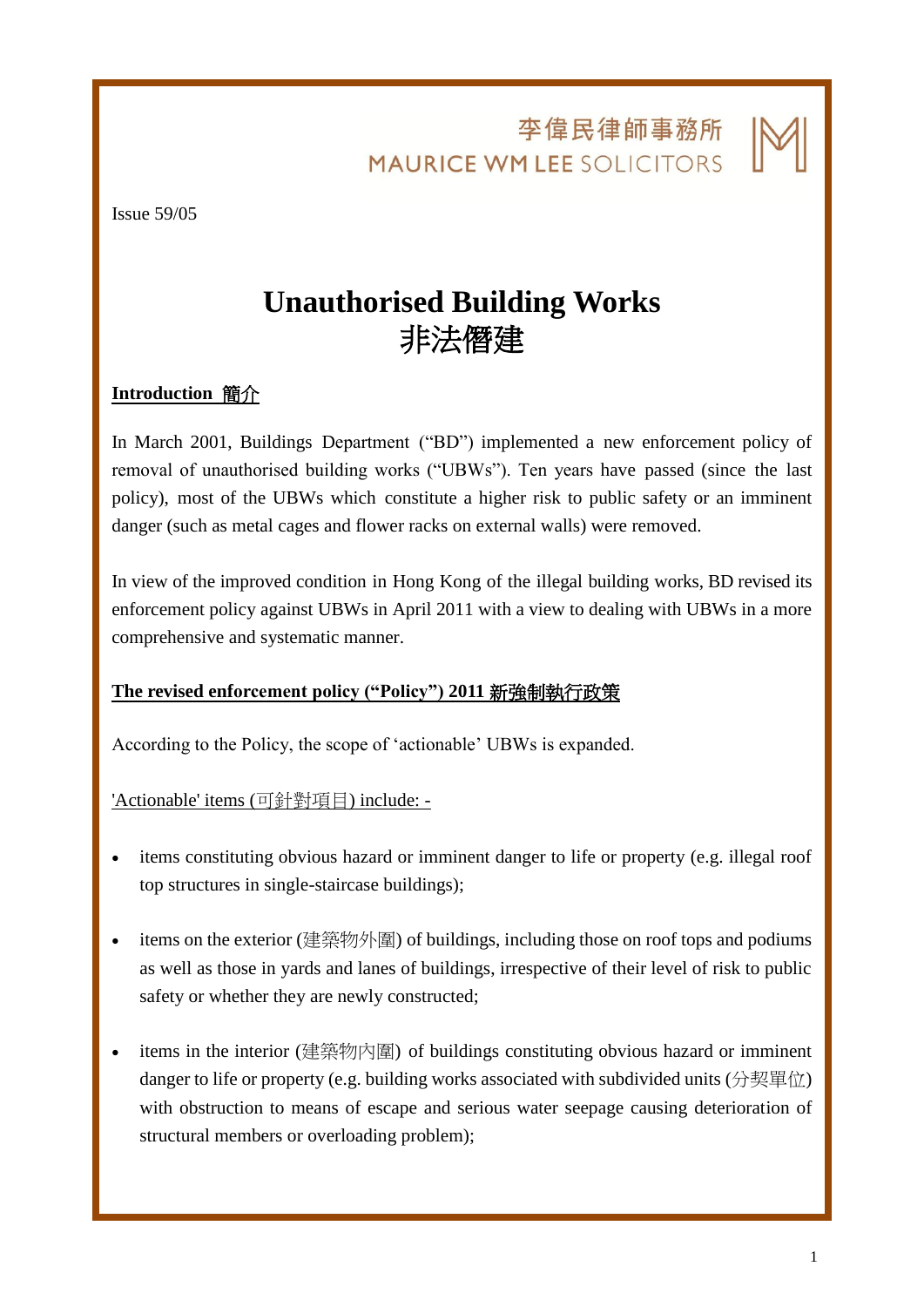李偉民律師事務所
MAURICE WM LEE SOLICITORS

Issue 59/05

# Unauthorised Building Works
# 非法僭建

**Introduction 簡介**

In March 2001, Buildings Department ("BD") implemented a new enforcement policy of removal of unauthorised building works ("UBWs"). Ten years have passed (since the last policy), most of the UBWs which constitute a higher risk to public safety or an imminent danger (such as metal cages and flower racks on external walls) were removed.

In view of the improved condition in Hong Kong of the illegal building works, BD revised its enforcement policy against UBWs in April 2011 with a view to dealing with UBWs in a more comprehensive and systematic manner.

**The revised enforcement policy ("Policy") 2011 新強制執行政策**

According to the Policy, the scope of 'actionable' UBWs is expanded.

'Actionable' items (可針對項目) include: -

- items constituting obvious hazard or imminent danger to life or property (e.g. illegal roof top structures in single-staircase buildings);

- items on the exterior (建築物外圍) of buildings, including those on roof tops and podiums as well as those in yards and lanes of buildings, irrespective of their level of risk to public safety or whether they are newly constructed;

- items in the interior (建築物內圍) of buildings constituting obvious hazard or imminent danger to life or property (e.g. building works associated with subdivided units (分契單位) with obstruction to means of escape and serious water seepage causing deterioration of structural members or overloading problem);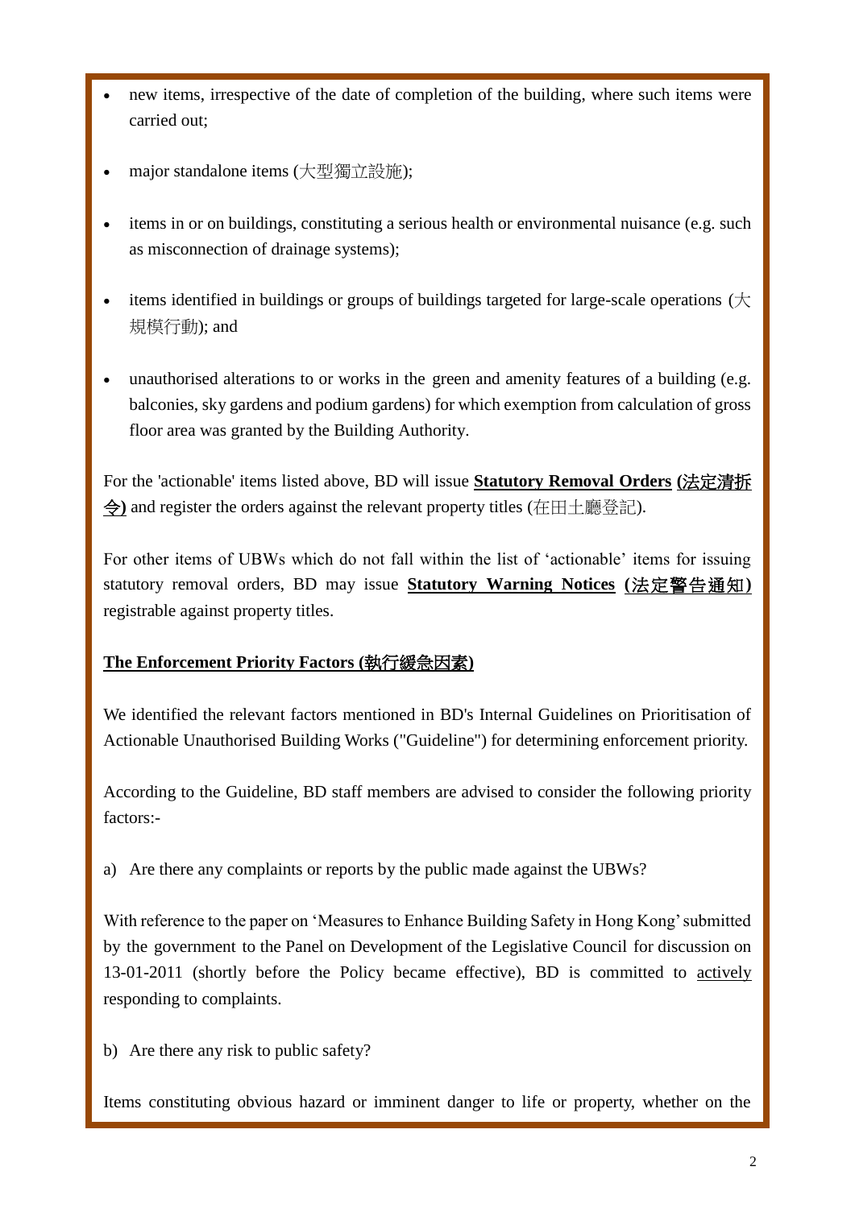- new items, irrespective of the date of completion of the building, where such items were carried out;
- major standalone items (大型獨立設施);
- items in or on buildings, constituting a serious health or environmental nuisance (e.g. such as misconnection of drainage systems);
- items identified in buildings or groups of buildings targeted for large-scale operations (大規模行動); and
- unauthorised alterations to or works in the green and amenity features of a building (e.g. balconies, sky gardens and podium gardens) for which exemption from calculation of gross floor area was granted by the Building Authority.

For the 'actionable' items listed above, BD will issue **Statutory Removal Orders** (法定清拆令) and register the orders against the relevant property titles (在田土廳登記).

For other items of UBWs which do not fall within the list of 'actionable' items for issuing statutory removal orders, BD may issue **Statutory Warning Notices** (法定警告通知) registrable against property titles.

**The Enforcement Priority Factors (執行緩急因素)**

We identified the relevant factors mentioned in BD's Internal Guidelines on Prioritisation of Actionable Unauthorised Building Works ("Guideline") for determining enforcement priority.

According to the Guideline, BD staff members are advised to consider the following priority factors:-

a) Are there any complaints or reports by the public made against the UBWs?

With reference to the paper on 'Measures to Enhance Building Safety in Hong Kong' submitted by the government to the Panel on Development of the Legislative Council for discussion on 13-01-2011 (shortly before the Policy became effective), BD is committed to actively responding to complaints.

b) Are there any risk to public safety?

Items constituting obvious hazard or imminent danger to life or property, whether on the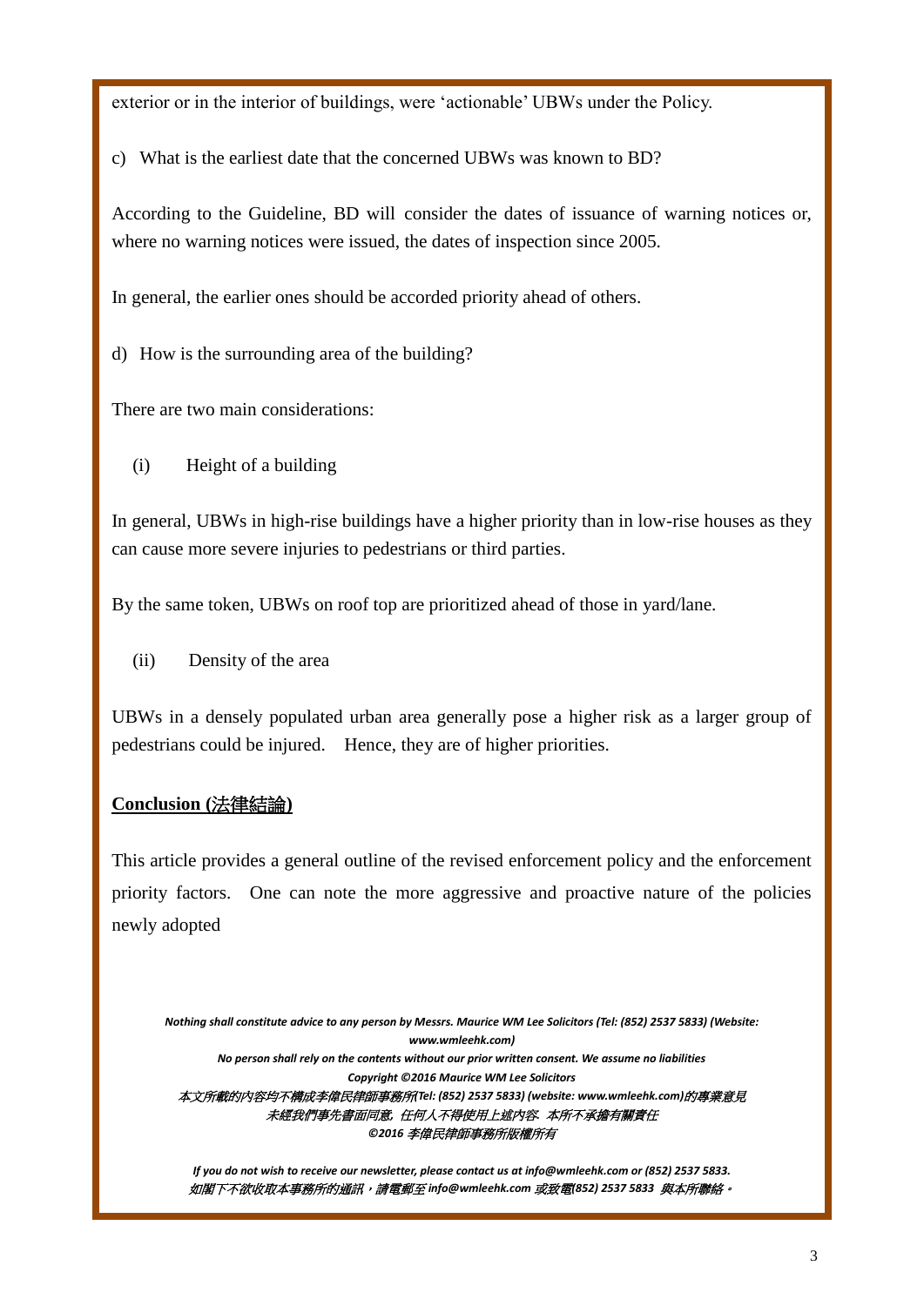exterior or in the interior of buildings, were 'actionable' UBWs under the Policy.

c) What is the earliest date that the concerned UBWs was known to BD?

According to the Guideline, BD will consider the dates of issuance of warning notices or, where no warning notices were issued, the dates of inspection since 2005.

In general, the earlier ones should be accorded priority ahead of others.

d) How is the surrounding area of the building?

There are two main considerations:

(i) Height of a building

In general, UBWs in high-rise buildings have a higher priority than in low-rise houses as they can cause more severe injuries to pedestrians or third parties.

By the same token, UBWs on roof top are prioritized ahead of those in yard/lane.

(ii) Density of the area

UBWs in a densely populated urban area generally pose a higher risk as a larger group of pedestrians could be injured. Hence, they are of higher priorities.

**Conclusion (法律結論)**

This article provides a general outline of the revised enforcement policy and the enforcement priority factors. One can note the more aggressive and proactive nature of the policies newly adopted

***Nothing shall constitute advice to any person by Messrs. Maurice WM Lee Solicitors (Tel: (852) 2537 5833) (Website: www.wmleehk.com)***
***No person shall rely on the contents without our prior written consent. We assume no liabilities***
***Copyright ©2016 Maurice WM Lee Solicitors***
***本文所載的內容均不構成李偉民律師事務所(Tel: (852) 2537 5833) (website: www.wmleehk.com)的專業意見***
***未經我們事先書面同意，任何人不得使用上述內容. 本所不承擔有關責任***
***©2016 李偉民律師事務所版權所有***

***If you do not wish to receive our newsletter, please contact us at info@wmleehk.com or (852) 2537 5833.***
***如閣下不欲收取本事務所的通訊，請電郵至 info@wmleehk.com 或致電(852) 2537 5833 與本所聯絡。***